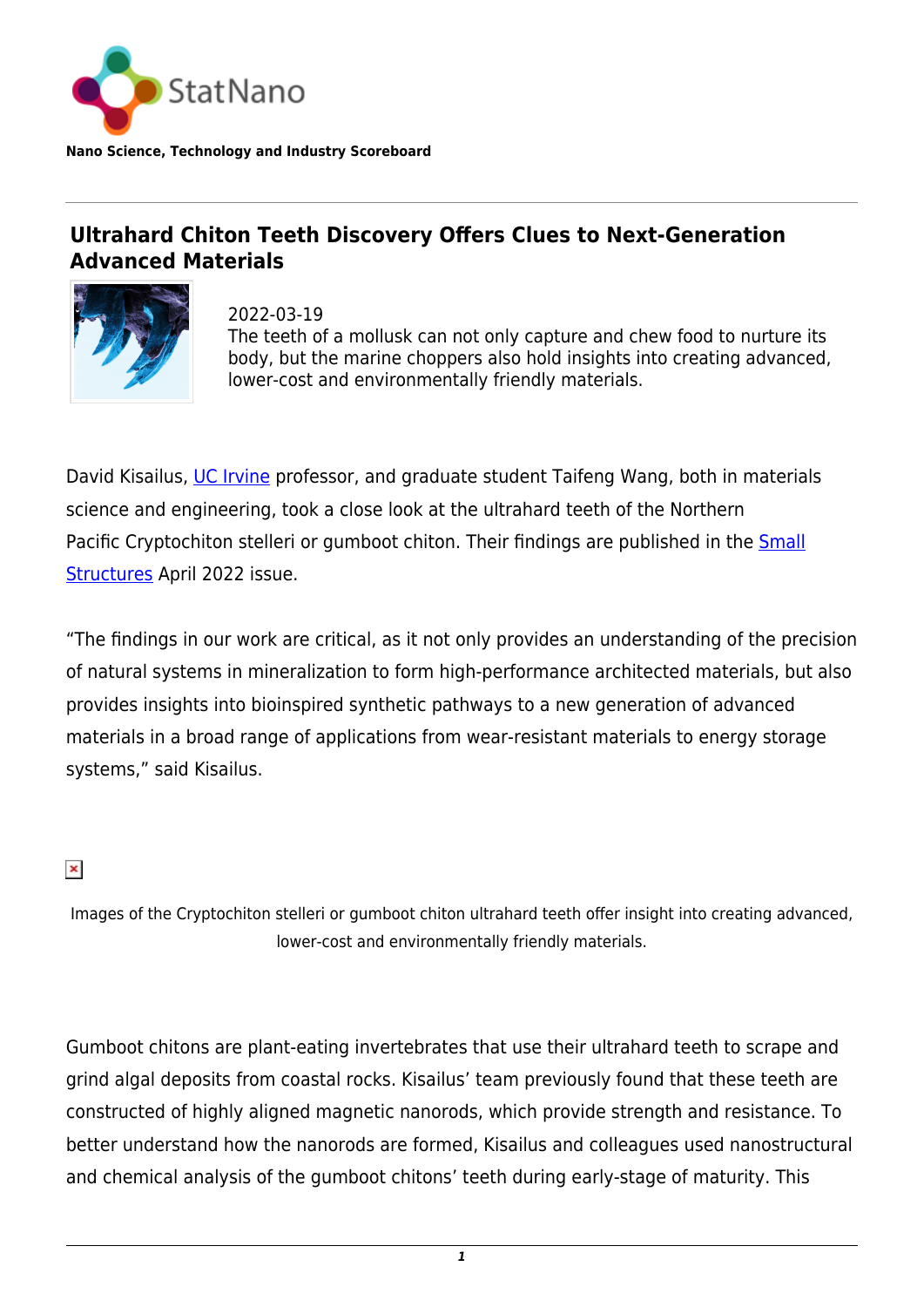StatNano

**Nano Science, Technology and Industry Scoreboard**

## Ultrahard Chiton Teeth Discovery Offers Clues to Next-Generation Advanced Materials

2022-03-19

The teeth of a mollusk can not only capture and chew food to nurture its body, but the marine choppers also hold insights into creating advanced, lower-cost and environmentally friendly materials.

David Kisailus, UC Irvine professor, and graduate student Taifeng Wang, both in materials science and engineering, took a close look at the ultrahard teeth of the Northern Pacific Cryptochiton stelleri or gumboot chiton. Their findings are published in the Small Structures April 2022 issue.

"The findings in our work are critical, as it not only provides an understanding of the precision of natural systems in mineralization to form high-performance architected materials, but also provides insights into bioinspired synthetic pathways to a new generation of advanced materials in a broad range of applications from wear-resistant materials to energy storage systems," said Kisailus.

Images of the Cryptochiton stelleri or gumboot chiton ultrahard teeth offer insight into creating advanced, lower-cost and environmentally friendly materials.

Gumboot chitons are plant-eating invertebrates that use their ultrahard teeth to scrape and grind algal deposits from coastal rocks. Kisailus' team previously found that these teeth are constructed of highly aligned magnetic nanorods, which provide strength and resistance. To better understand how the nanorods are formed, Kisailus and colleagues used nanostructural and chemical analysis of the gumboot chitons' teeth during early-stage of maturity. This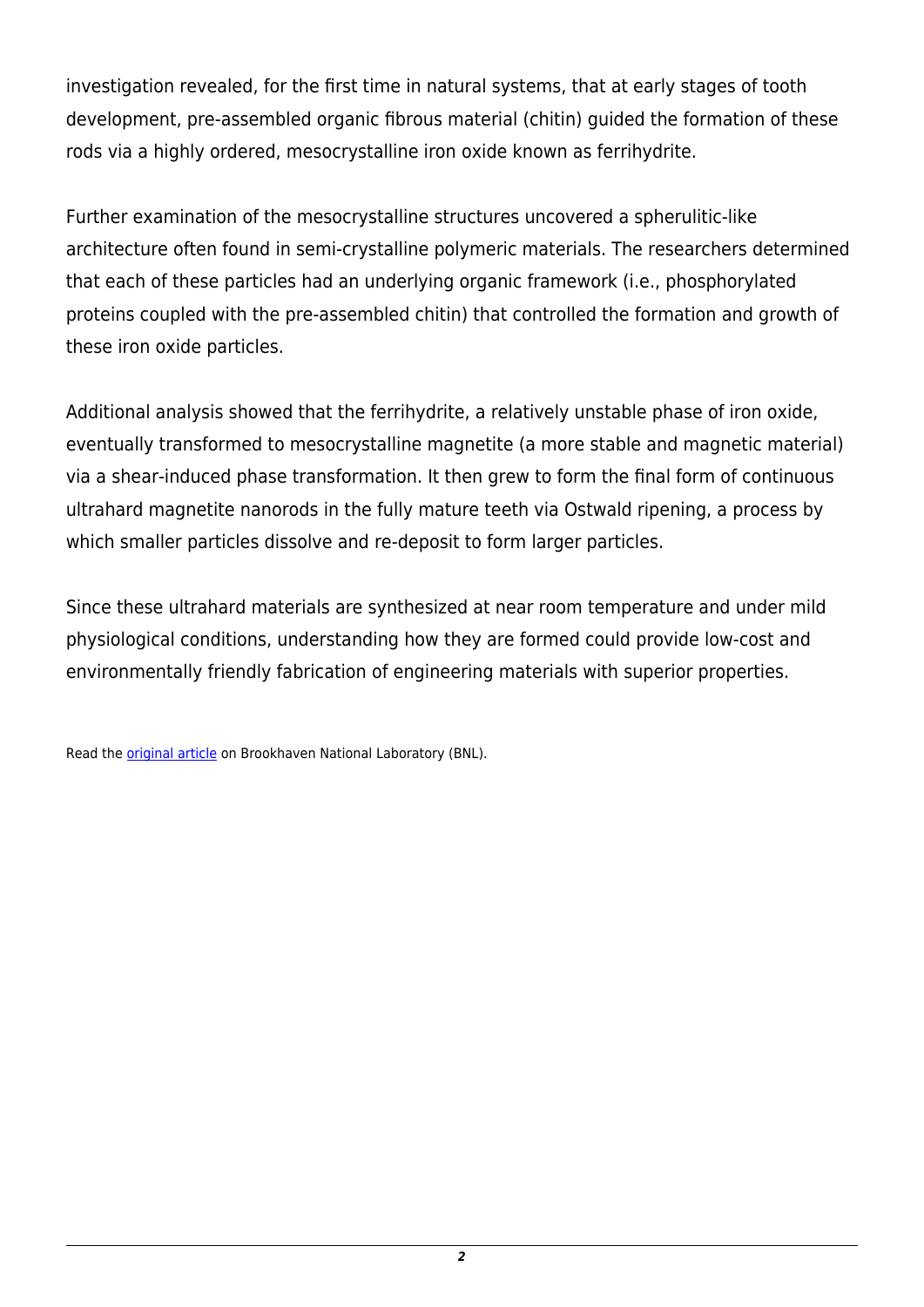investigation revealed, for the first time in natural systems, that at early stages of tooth development, pre-assembled organic fibrous material (chitin) guided the formation of these rods via a highly ordered, mesocrystalline iron oxide known as ferrihydrite.

Further examination of the mesocrystalline structures uncovered a spherulitic-like architecture often found in semi-crystalline polymeric materials. The researchers determined that each of these particles had an underlying organic framework (i.e., phosphorylated proteins coupled with the pre-assembled chitin) that controlled the formation and growth of these iron oxide particles.

Additional analysis showed that the ferrihydrite, a relatively unstable phase of iron oxide, eventually transformed to mesocrystalline magnetite (a more stable and magnetic material) via a shear-induced phase transformation. It then grew to form the final form of continuous ultrahard magnetite nanorods in the fully mature teeth via Ostwald ripening, a process by which smaller particles dissolve and re-deposit to form larger particles.

Since these ultrahard materials are synthesized at near room temperature and under mild physiological conditions, understanding how they are formed could provide low-cost and environmentally friendly fabrication of engineering materials with superior properties.

Read the original article on Brookhaven National Laboratory (BNL).